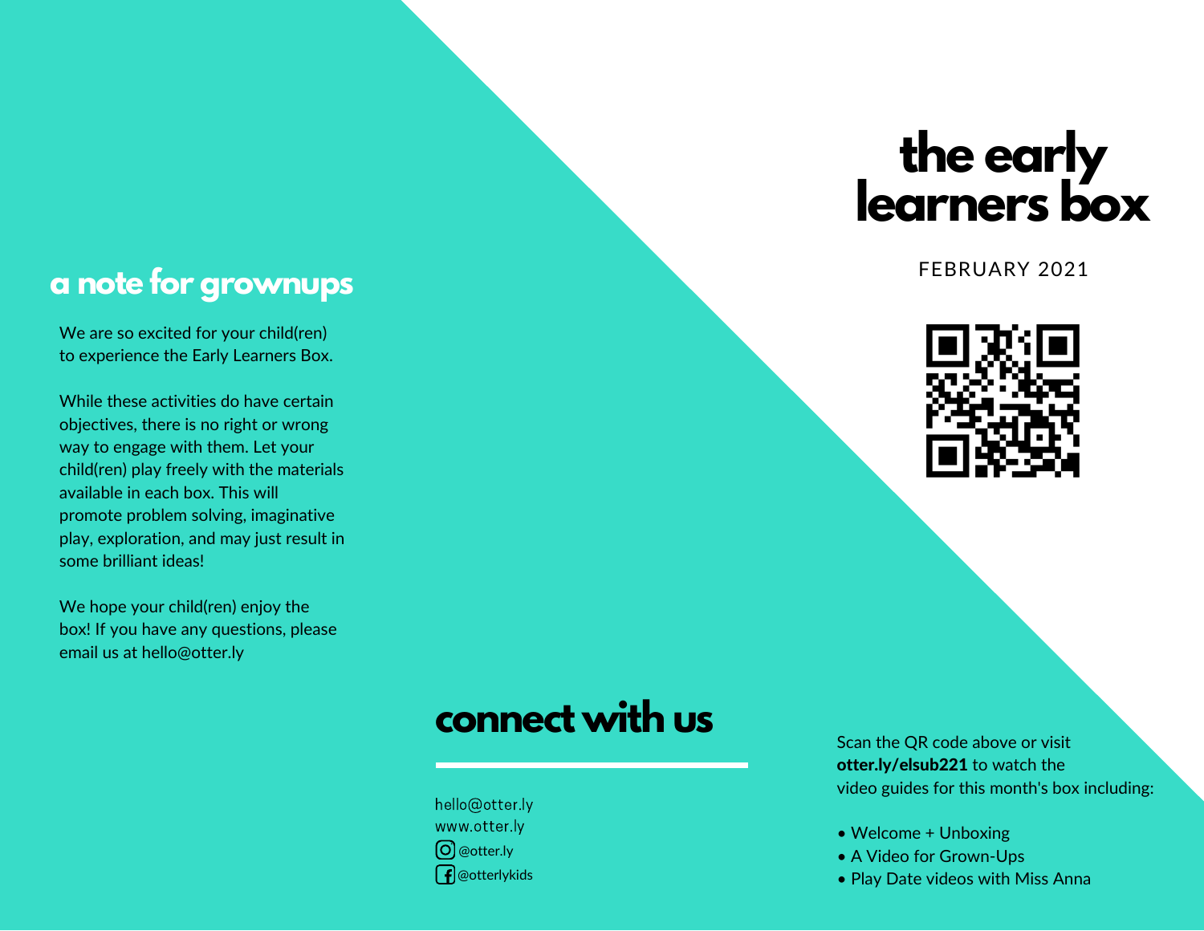# the early learners box

FEBRUARY 2021

## a note for grownups

We are so excited for your child(ren) to experience the Early Learners Box.

While these activities do have certain objectives, there is no right or wrong way to engage with them. Let your child(ren) play freely with the materials available in each box. This will promote problem solving, imaginative play, exploration, and may just result in some brilliant ideas!

We hope your child(ren) enjoy the box! If you have any questions, please email us at hello@otter.ly

## connect with us

hello@otter.ly
www.otter.ly
@otter.ly
@otterlykids

Scan the QR code above or visit **otter.ly/elsub221** to watch the video guides for this month's box including:

- Welcome + Unboxing
- A Video for Grown-Ups
- Play Date videos with Miss Anna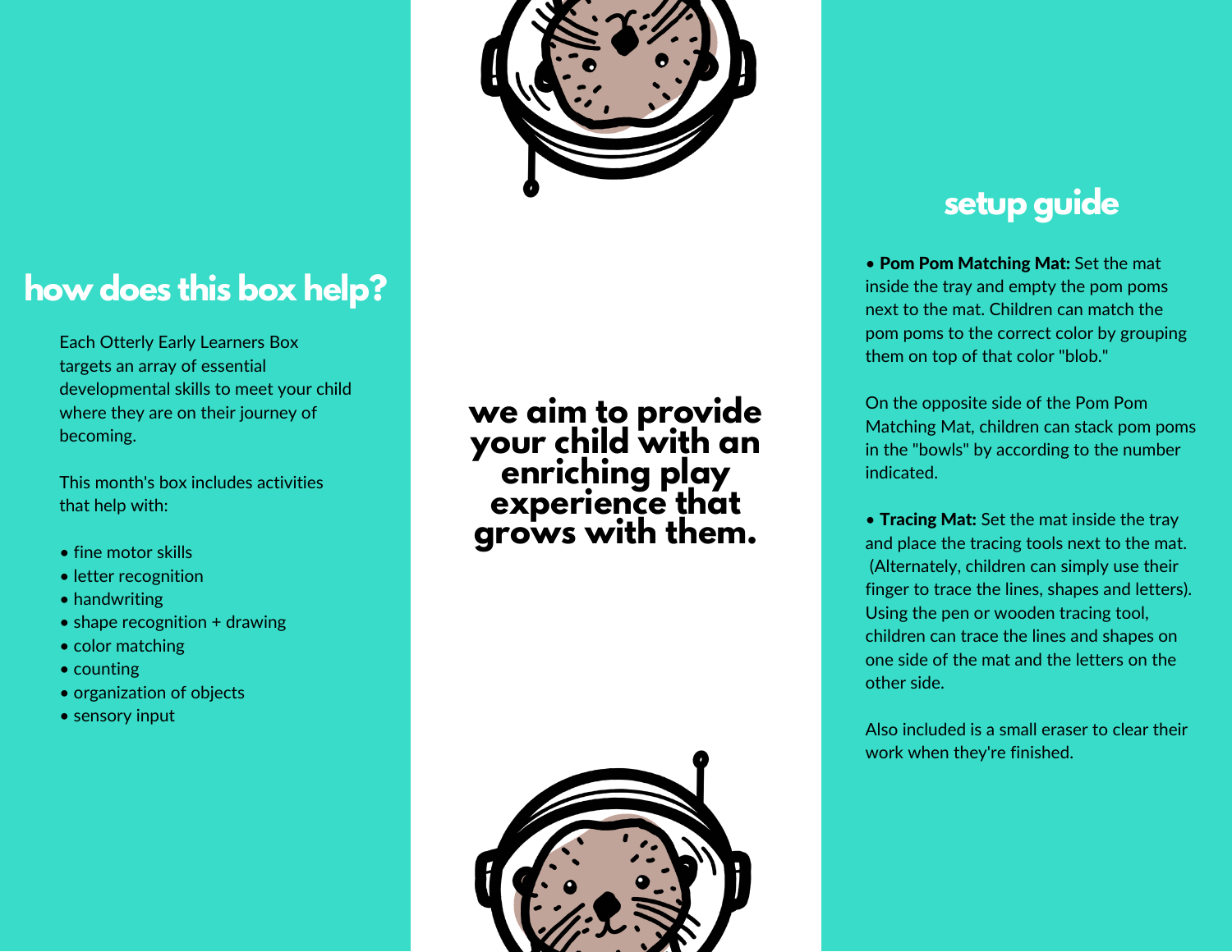## how does this box help?

Each Otterly Early Learners Box targets an array of essential developmental skills to meet your child where they are on their journey of becoming.

This month's box includes activities that help with:

- fine motor skills
- letter recognition
- handwriting
- shape recognition + drawing
- color matching
- counting
- organization of objects
- sensory input

**we aim to provide your child with an enriching play experience that grows with them.**

## setup guide

- **Pom Pom Matching Mat:** Set the mat inside the tray and empty the pom poms next to the mat. Children can match the pom poms to the correct color by grouping them on top of that color "blob."

On the opposite side of the Pom Pom Matching Mat, children can stack pom poms in the "bowls" by according to the number indicated.

- **Tracing Mat:** Set the mat inside the tray and place the tracing tools next to the mat. (Alternately, children can simply use their finger to trace the lines, shapes and letters). Using the pen or wooden tracing tool, children can trace the lines and shapes on one side of the mat and the letters on the other side.

Also included is a small eraser to clear their work when they're finished.